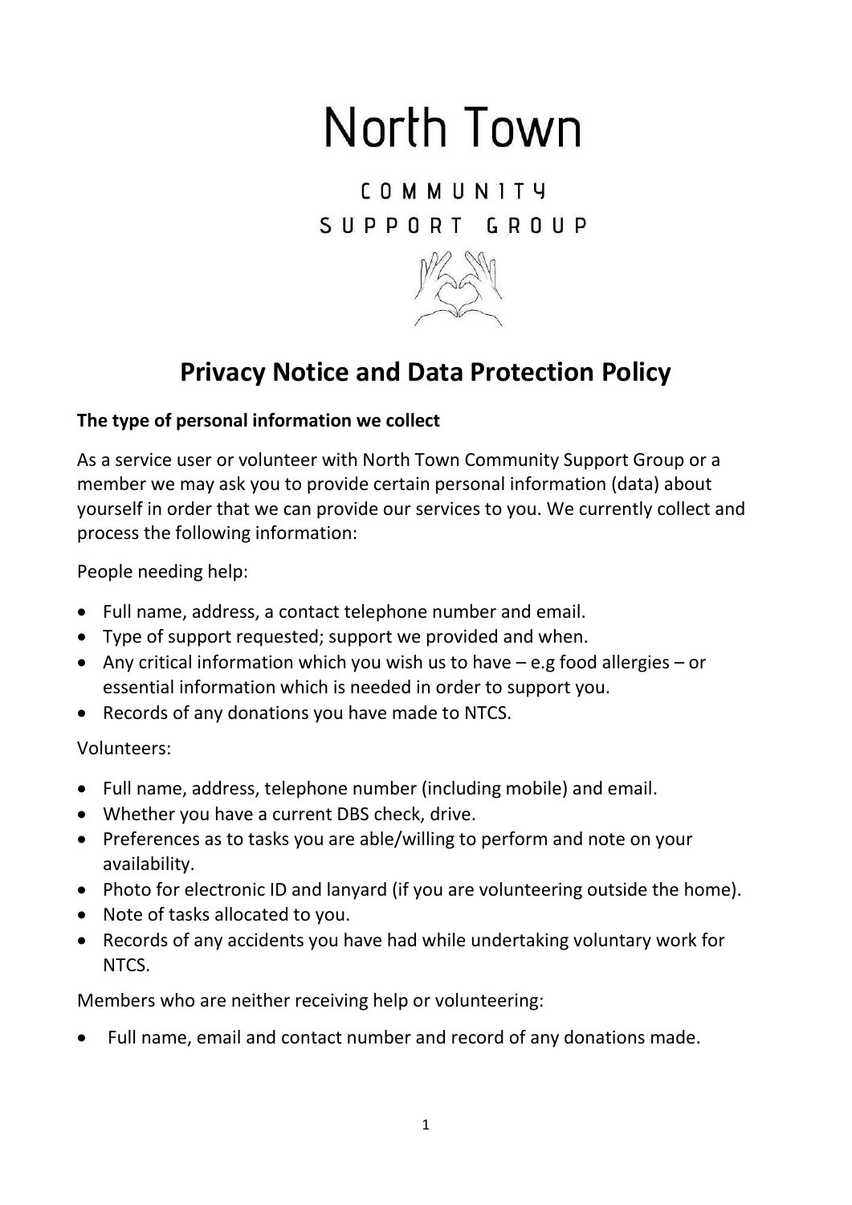# North Town

COMMUNITY SUPPORT GROUP

## Privacy Notice and Data Protection Policy

**The type of personal information we collect**

As a service user or volunteer with North Town Community Support Group or a member we may ask you to provide certain personal information (data) about yourself in order that we can provide our services to you. We currently collect and process the following information:

People needing help:

- Full name, address, a contact telephone number and email.
- Type of support requested; support we provided and when.
- Any critical information which you wish us to have – e.g food allergies – or essential information which is needed in order to support you.
- Records of any donations you have made to NTCS.

Volunteers:

- Full name, address, telephone number (including mobile) and email.
- Whether you have a current DBS check, drive.
- Preferences as to tasks you are able/willing to perform and note on your availability.
- Photo for electronic ID and lanyard (if you are volunteering outside the home).
- Note of tasks allocated to you.
- Records of any accidents you have had while undertaking voluntary work for NTCS.

Members who are neither receiving help or volunteering:

- Full name, email and contact number and record of any donations made.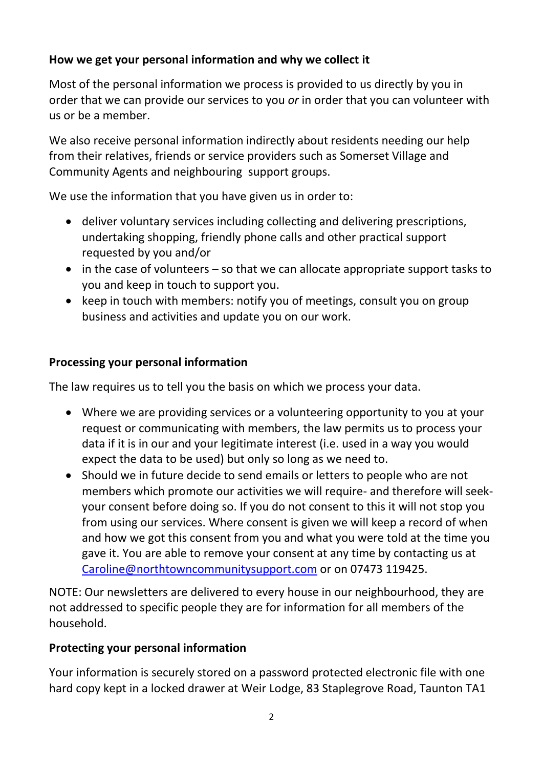**How we get your personal information and why we collect it**

Most of the personal information we process is provided to us directly by you in order that we can provide our services to you *or* in order that you can volunteer with us or be a member.

We also receive personal information indirectly about residents needing our help from their relatives, friends or service providers such as Somerset Village and Community Agents and neighbouring support groups.

We use the information that you have given us in order to:

- deliver voluntary services including collecting and delivering prescriptions, undertaking shopping, friendly phone calls and other practical support requested by you and/or
- in the case of volunteers – so that we can allocate appropriate support tasks to you and keep in touch to support you.
- keep in touch with members: notify you of meetings, consult you on group business and activities and update you on our work.

**Processing your personal information**

The law requires us to tell you the basis on which we process your data.

- Where we are providing services or a volunteering opportunity to you at your request or communicating with members, the law permits us to process your data if it is in our and your legitimate interest (i.e. used in a way you would expect the data to be used) but only so long as we need to.
- Should we in future decide to send emails or letters to people who are not members which promote our activities we will require- and therefore will seek- your consent before doing so. If you do not consent to this it will not stop you from using our services. Where consent is given we will keep a record of when and how we got this consent from you and what you were told at the time you gave it. You are able to remove your consent at any time by contacting us at Caroline@northtowncommunitysupport.com or on 07473 119425.

NOTE: Our newsletters are delivered to every house in our neighbourhood, they are not addressed to specific people they are for information for all members of the household.

**Protecting your personal information**

Your information is securely stored on a password protected electronic file with one hard copy kept in a locked drawer at Weir Lodge, 83 Staplegrove Road, Taunton TA1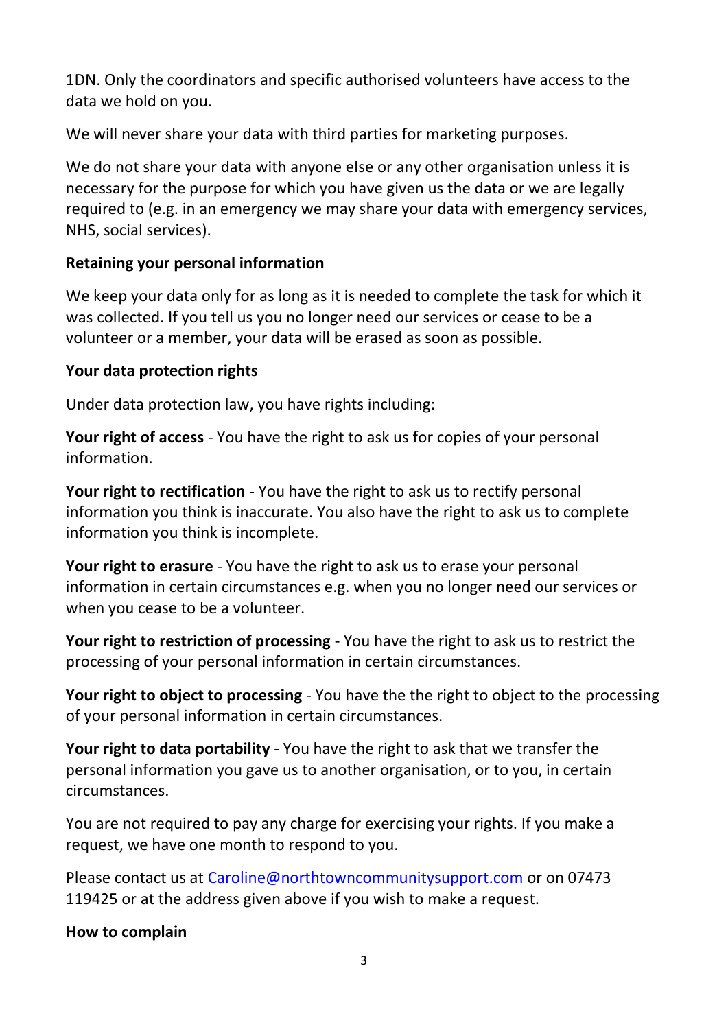1DN. Only the coordinators and specific authorised volunteers have access to the data we hold on you.

We will never share your data with third parties for marketing purposes.

We do not share your data with anyone else or any other organisation unless it is necessary for the purpose for which you have given us the data or we are legally required to (e.g. in an emergency we may share your data with emergency services, NHS, social services).

**Retaining your personal information**

We keep your data only for as long as it is needed to complete the task for which it was collected. If you tell us you no longer need our services or cease to be a volunteer or a member, your data will be erased as soon as possible.

**Your data protection rights**

Under data protection law, you have rights including:

**Your right of access** - You have the right to ask us for copies of your personal information.

**Your right to rectification** - You have the right to ask us to rectify personal information you think is inaccurate. You also have the right to ask us to complete information you think is incomplete.

**Your right to erasure** - You have the right to ask us to erase your personal information in certain circumstances e.g. when you no longer need our services or when you cease to be a volunteer.

**Your right to restriction of processing** - You have the right to ask us to restrict the processing of your personal information in certain circumstances.

**Your right to object to processing** - You have the the right to object to the processing of your personal information in certain circumstances.

**Your right to data portability** - You have the right to ask that we transfer the personal information you gave us to another organisation, or to you, in certain circumstances.

You are not required to pay any charge for exercising your rights. If you make a request, we have one month to respond to you.

Please contact us at Caroline@northtowncommunitysupport.com or on 07473 119425 or at the address given above if you wish to make a request.

**How to complain**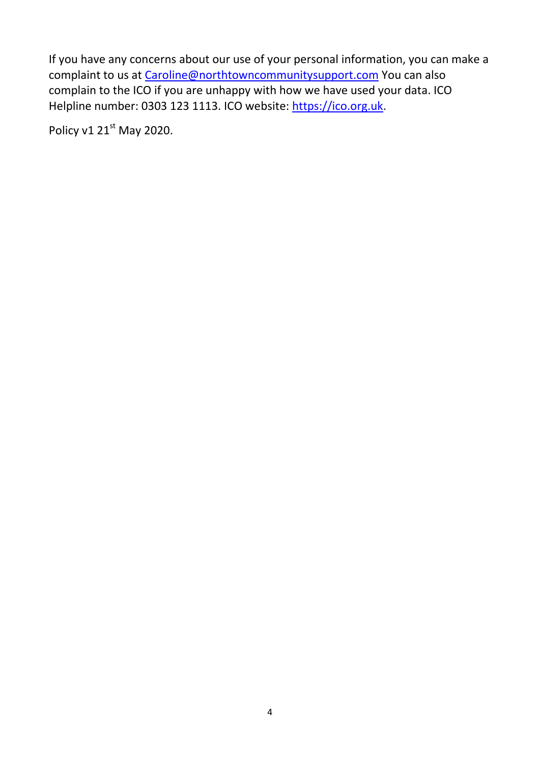If you have any concerns about our use of your personal information, you can make a complaint to us at Caroline@northtowncommunitysupport.com You can also complain to the ICO if you are unhappy with how we have used your data. ICO Helpline number: 0303 123 1113. ICO website: https://ico.org.uk.

Policy v1 21st May 2020.